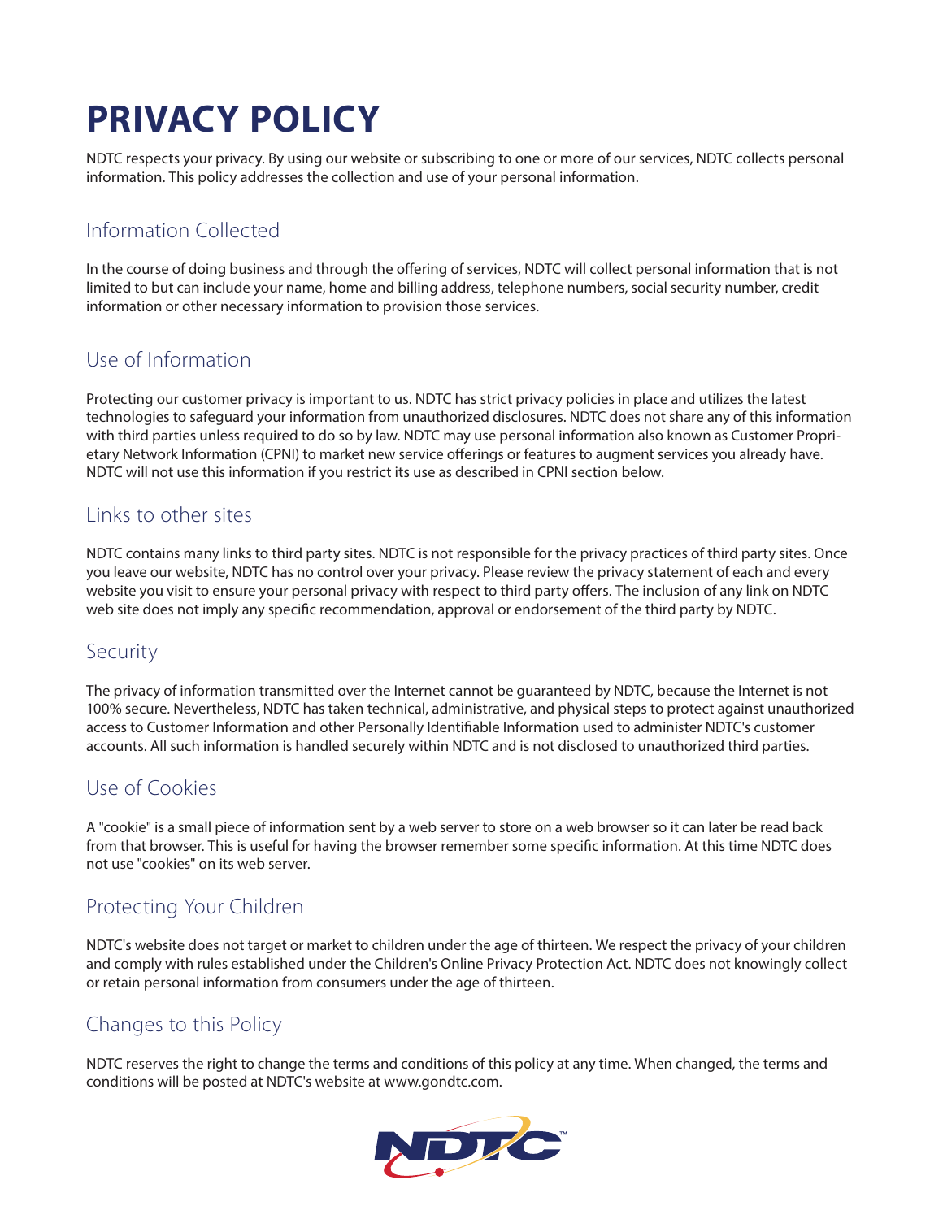# PRIVACY POLICY

NDTC respects your privacy. By using our website or subscribing to one or more of our services, NDTC collects personal information. This policy addresses the collection and use of your personal information.

## Information Collected

In the course of doing business and through the offering of services, NDTC will collect personal information that is not limited to but can include your name, home and billing address, telephone numbers, social security number, credit information or other necessary information to provision those services.

## Use of Information

Protecting our customer privacy is important to us. NDTC has strict privacy policies in place and utilizes the latest technologies to safeguard your information from unauthorized disclosures. NDTC does not share any of this information with third parties unless required to do so by law. NDTC may use personal information also known as Customer Proprietary Network Information (CPNI) to market new service offerings or features to augment services you already have. NDTC will not use this information if you restrict its use as described in CPNI section below.

## Links to other sites

NDTC contains many links to third party sites. NDTC is not responsible for the privacy practices of third party sites. Once you leave our website, NDTC has no control over your privacy. Please review the privacy statement of each and every website you visit to ensure your personal privacy with respect to third party offers. The inclusion of any link on NDTC web site does not imply any specific recommendation, approval or endorsement of the third party by NDTC.

## Security

The privacy of information transmitted over the Internet cannot be guaranteed by NDTC, because the Internet is not 100% secure. Nevertheless, NDTC has taken technical, administrative, and physical steps to protect against unauthorized access to Customer Information and other Personally Identifiable Information used to administer NDTC's customer accounts. All such information is handled securely within NDTC and is not disclosed to unauthorized third parties.

## Use of Cookies

A "cookie" is a small piece of information sent by a web server to store on a web browser so it can later be read back from that browser. This is useful for having the browser remember some specific information. At this time NDTC does not use "cookies" on its web server.

## Protecting Your Children

NDTC's website does not target or market to children under the age of thirteen. We respect the privacy of your children and comply with rules established under the Children's Online Privacy Protection Act. NDTC does not knowingly collect or retain personal information from consumers under the age of thirteen.

## Changes to this Policy

NDTC reserves the right to change the terms and conditions of this policy at any time. When changed, the terms and conditions will be posted at NDTC's website at www.gondtc.com.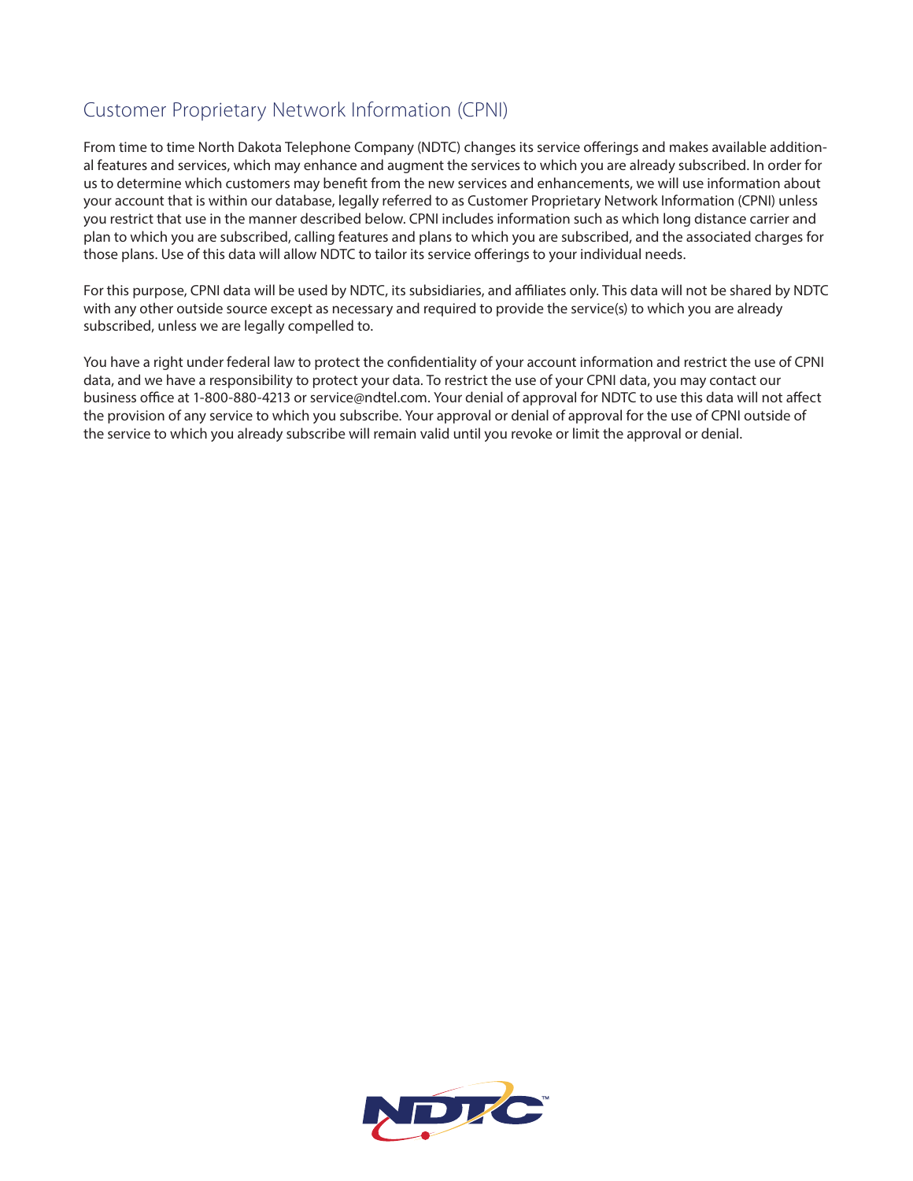## Customer Proprietary Network Information (CPNI)

From time to time North Dakota Telephone Company (NDTC) changes its service offerings and makes available additional features and services, which may enhance and augment the services to which you are already subscribed. In order for us to determine which customers may benefit from the new services and enhancements, we will use information about your account that is within our database, legally referred to as Customer Proprietary Network Information (CPNI) unless you restrict that use in the manner described below. CPNI includes information such as which long distance carrier and plan to which you are subscribed, calling features and plans to which you are subscribed, and the associated charges for those plans. Use of this data will allow NDTC to tailor its service offerings to your individual needs.

For this purpose, CPNI data will be used by NDTC, its subsidiaries, and affiliates only. This data will not be shared by NDTC with any other outside source except as necessary and required to provide the service(s) to which you are already subscribed, unless we are legally compelled to.

You have a right under federal law to protect the confidentiality of your account information and restrict the use of CPNI data, and we have a responsibility to protect your data. To restrict the use of your CPNI data, you may contact our business office at 1-800-880-4213 or service@ndtel.com. Your denial of approval for NDTC to use this data will not affect the provision of any service to which you subscribe. Your approval or denial of approval for the use of CPNI outside of the service to which you already subscribe will remain valid until you revoke or limit the approval or denial.

NDTC™